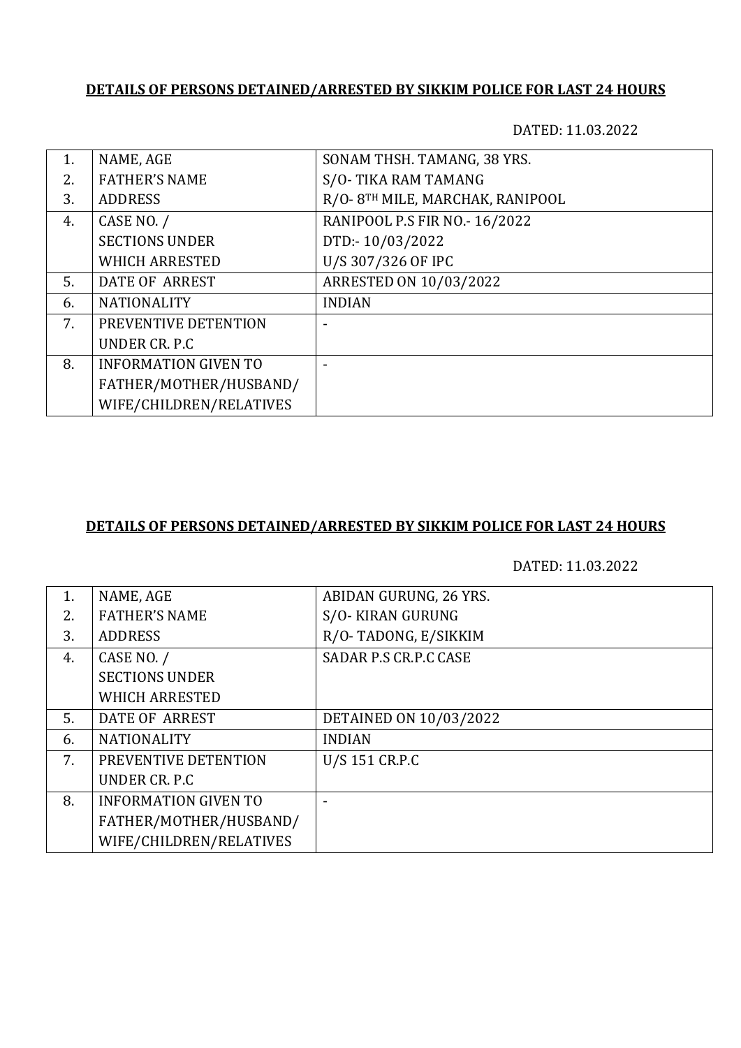**DETAILS OF PERSONS DETAINED/ARRESTED BY SIKKIM POLICE FOR LAST 24 HOURS**

DATED: 11.03.2022

| | | |
|---|---|---|
| 1. | NAME, AGE | SONAM THSH. TAMANG, 38 YRS. |
| 2. | FATHER'S NAME | S/O- TIKA RAM TAMANG |
| 3. | ADDRESS | R/O- 8TH MILE, MARCHAK, RANIPOOL |
| 4. | CASE NO. / SECTIONS UNDER WHICH ARRESTED | RANIPOOL P.S FIR NO.- 16/2022 DTD:- 10/03/2022 U/S 307/326 OF IPC |
| 5. | DATE OF ARREST | ARRESTED ON 10/03/2022 |
| 6. | NATIONALITY | INDIAN |
| 7. | PREVENTIVE DETENTION UNDER CR. P.C | - |
| 8. | INFORMATION GIVEN TO FATHER/MOTHER/HUSBAND/ WIFE/CHILDREN/RELATIVES | - |

**DETAILS OF PERSONS DETAINED/ARRESTED BY SIKKIM POLICE FOR LAST 24 HOURS**

DATED: 11.03.2022

| | | |
|---|---|---|
| 1. | NAME, AGE | ABIDAN GURUNG, 26 YRS. |
| 2. | FATHER'S NAME | S/O- KIRAN GURUNG |
| 3. | ADDRESS | R/O- TADONG, E/SIKKIM |
| 4. | CASE NO. / SECTIONS UNDER WHICH ARRESTED | SADAR P.S CR.P.C CASE |
| 5. | DATE OF ARREST | DETAINED ON 10/03/2022 |
| 6. | NATIONALITY | INDIAN |
| 7. | PREVENTIVE DETENTION UNDER CR. P.C | U/S 151 CR.P.C |
| 8. | INFORMATION GIVEN TO FATHER/MOTHER/HUSBAND/ WIFE/CHILDREN/RELATIVES | - |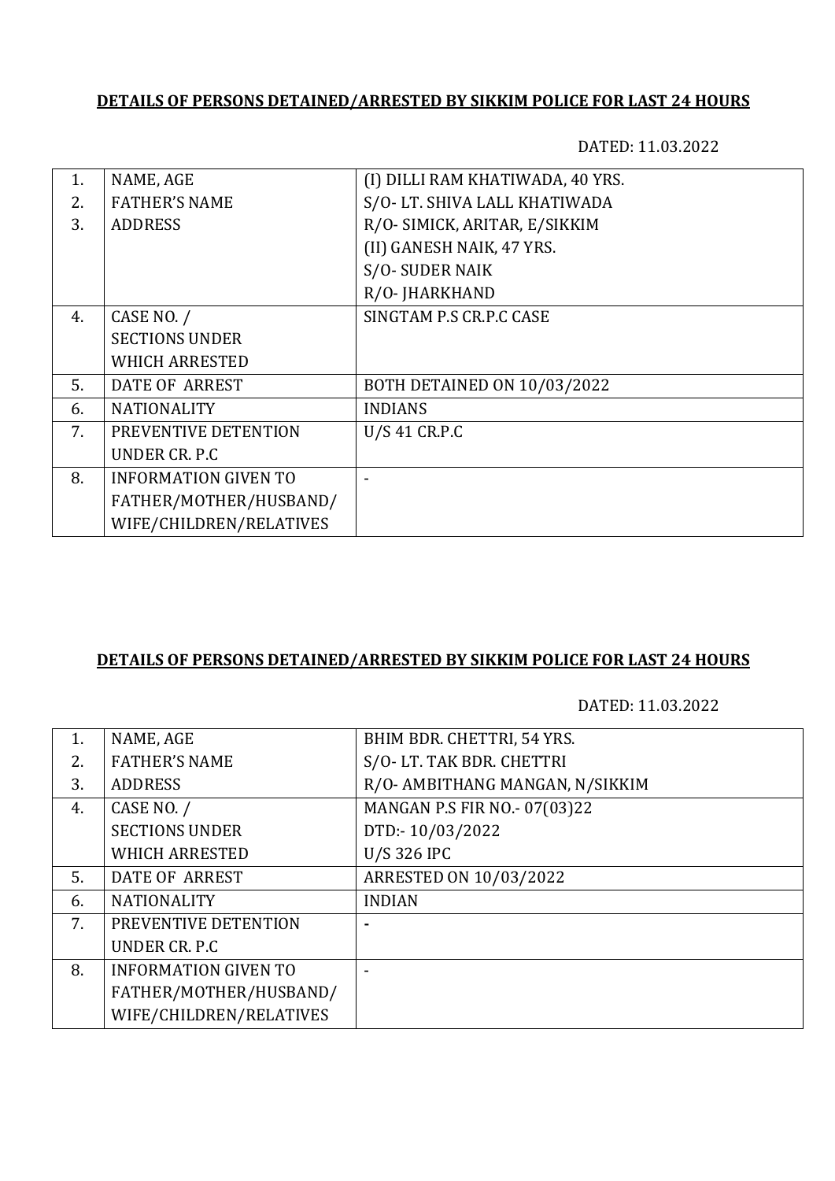**DETAILS OF PERSONS DETAINED/ARRESTED BY SIKKIM POLICE FOR LAST 24 HOURS**

DATED: 11.03.2022

| | | |
|---|---|---|
| 1.<br>2.<br>3. | NAME, AGE<br>FATHER'S NAME<br>ADDRESS | (I) DILLI RAM KHATIWADA, 40 YRS.<br>S/O- LT. SHIVA LALL KHATIWADA<br>R/O- SIMICK, ARITAR, E/SIKKIM<br>(II) GANESH NAIK, 47 YRS.<br>S/O- SUDER NAIK<br>R/O- JHARKHAND |
| 4. | CASE NO. /<br>SECTIONS UNDER<br>WHICH ARRESTED | SINGTAM P.S CR.P.C CASE |
| 5. | DATE OF ARREST | BOTH DETAINED ON 10/03/2022 |
| 6. | NATIONALITY | INDIANS |
| 7. | PREVENTIVE DETENTION<br>UNDER CR. P.C | U/S 41 CR.P.C |
| 8. | INFORMATION GIVEN TO<br>FATHER/MOTHER/HUSBAND/<br>WIFE/CHILDREN/RELATIVES | - |

**DETAILS OF PERSONS DETAINED/ARRESTED BY SIKKIM POLICE FOR LAST 24 HOURS**

DATED: 11.03.2022

| | | |
|---|---|---|
| 1.<br>2.<br>3. | NAME, AGE<br>FATHER'S NAME<br>ADDRESS | BHIM BDR. CHETTRI, 54 YRS.<br>S/O- LT. TAK BDR. CHETTRI<br>R/O- AMBITHANG MANGAN, N/SIKKIM |
| 4. | CASE NO. /<br>SECTIONS UNDER<br>WHICH ARRESTED | MANGAN P.S FIR NO.- 07(03)22<br>DTD:- 10/03/2022<br>U/S 326 IPC |
| 5. | DATE OF ARREST | ARRESTED ON 10/03/2022 |
| 6. | NATIONALITY | INDIAN |
| 7. | PREVENTIVE DETENTION<br>UNDER CR. P.C | - |
| 8. | INFORMATION GIVEN TO<br>FATHER/MOTHER/HUSBAND/<br>WIFE/CHILDREN/RELATIVES | - |